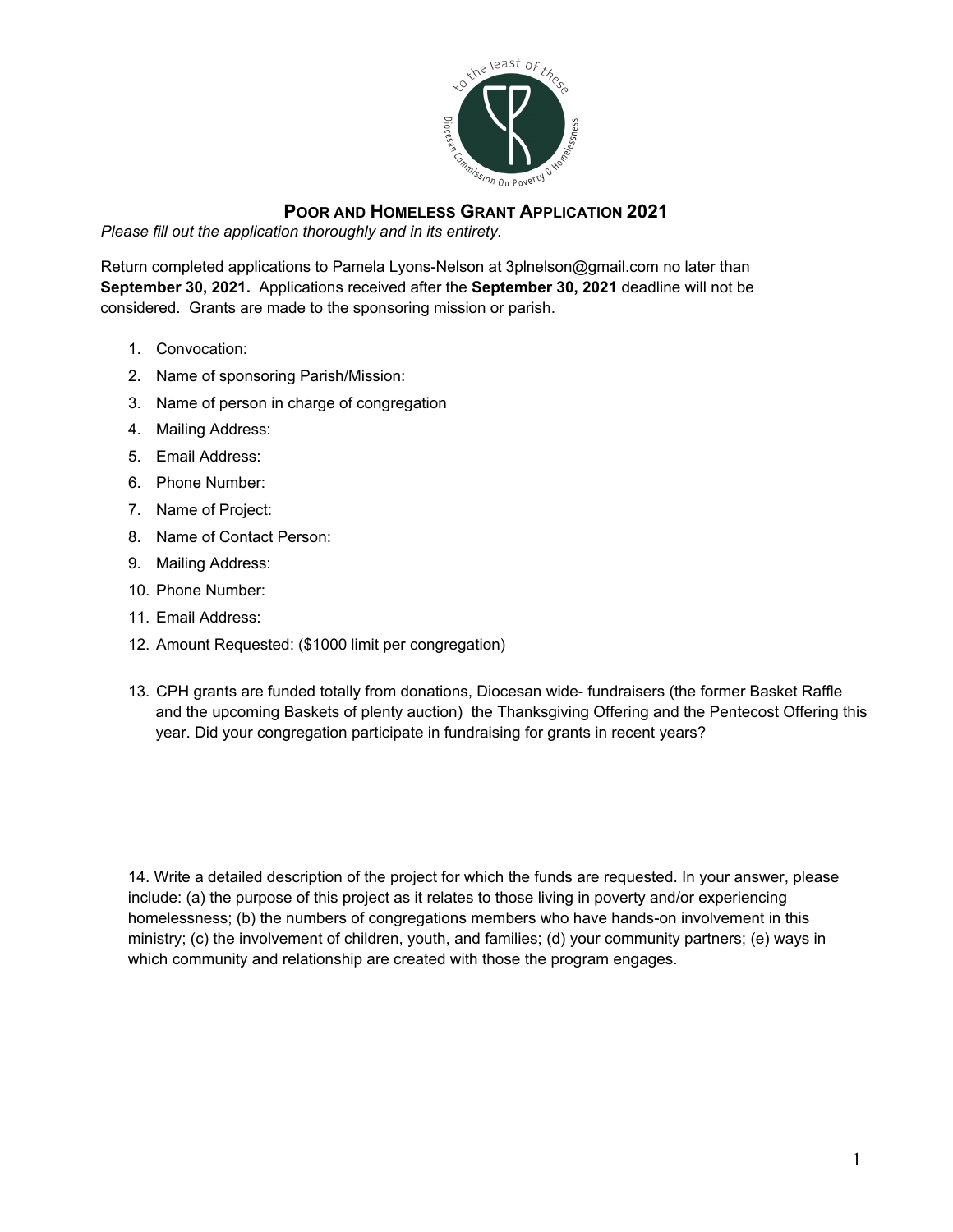# POOR AND HOMELESS GRANT APPLICATION 2021

*Please fill out the application thoroughly and in its entirety.*

Return completed applications to Pamela Lyons-Nelson at 3plnelson@gmail.com no later than **September 30, 2021.** Applications received after the **September 30, 2021** deadline will not be considered. Grants are made to the sponsoring mission or parish.

1. Convocation:
2. Name of sponsoring Parish/Mission:
3. Name of person in charge of congregation
4. Mailing Address:
5. Email Address:
6. Phone Number:
7. Name of Project:
8. Name of Contact Person:
9. Mailing Address:
10. Phone Number:
11. Email Address:
12. Amount Requested: ($1000 limit per congregation)
13. CPH grants are funded totally from donations, Diocesan wide- fundraisers (the former Basket Raffle and the upcoming Baskets of plenty auction) the Thanksgiving Offering and the Pentecost Offering this year. Did your congregation participate in fundraising for grants in recent years?

14. Write a detailed description of the project for which the funds are requested. In your answer, please include: (a) the purpose of this project as it relates to those living in poverty and/or experiencing homelessness; (b) the numbers of congregations members who have hands-on involvement in this ministry; (c) the involvement of children, youth, and families; (d) your community partners; (e) ways in which community and relationship are created with those the program engages.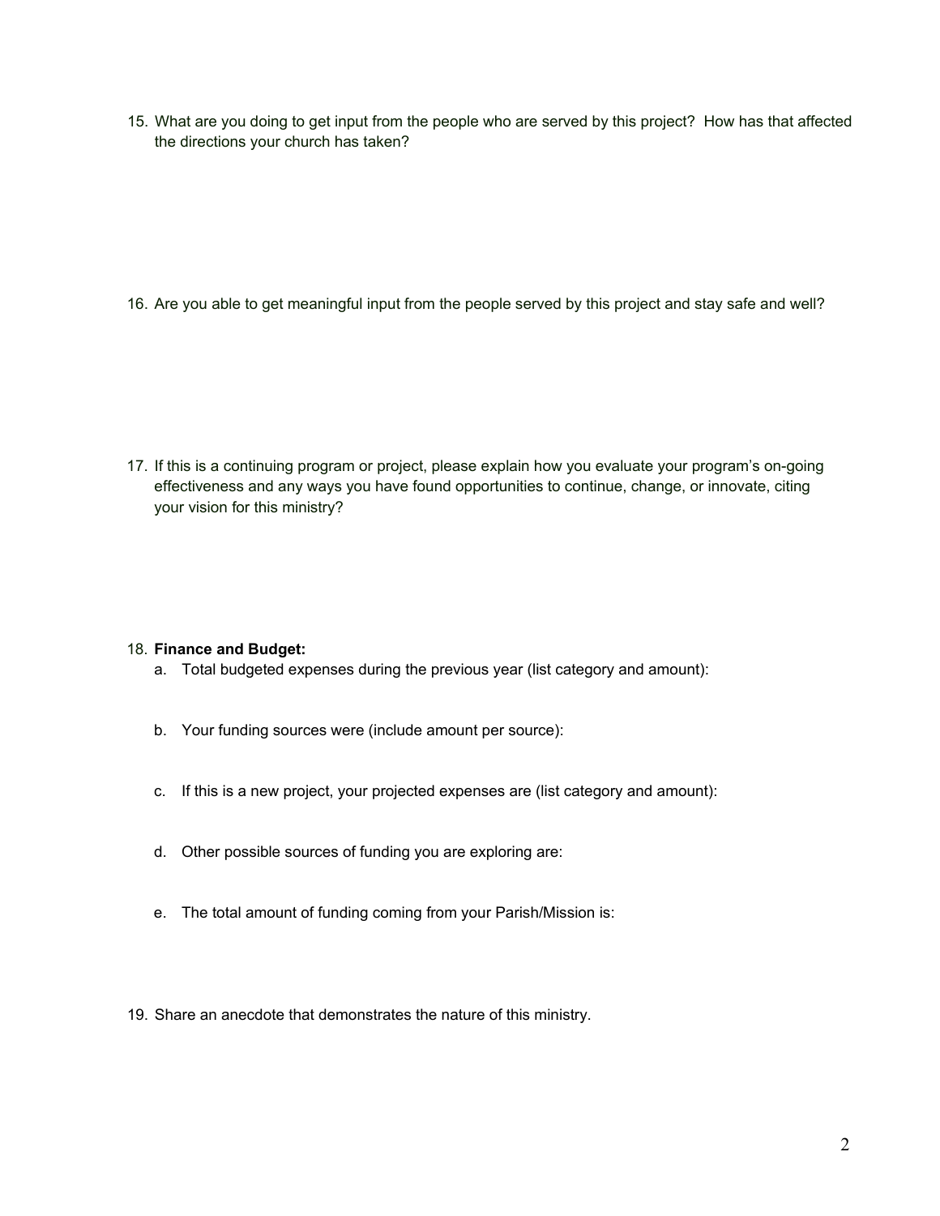15. What are you doing to get input from the people who are served by this project? How has that affected the directions your church has taken?

16. Are you able to get meaningful input from the people served by this project and stay safe and well?

17. If this is a continuing program or project, please explain how you evaluate your program's on-going effectiveness and any ways you have found opportunities to continue, change, or innovate, citing your vision for this ministry?

18. **Finance and Budget:**
    a. Total budgeted expenses during the previous year (list category and amount):

    b. Your funding sources were (include amount per source):

    c. If this is a new project, your projected expenses are (list category and amount):

    d. Other possible sources of funding you are exploring are:

    e. The total amount of funding coming from your Parish/Mission is:

19. Share an anecdote that demonstrates the nature of this ministry.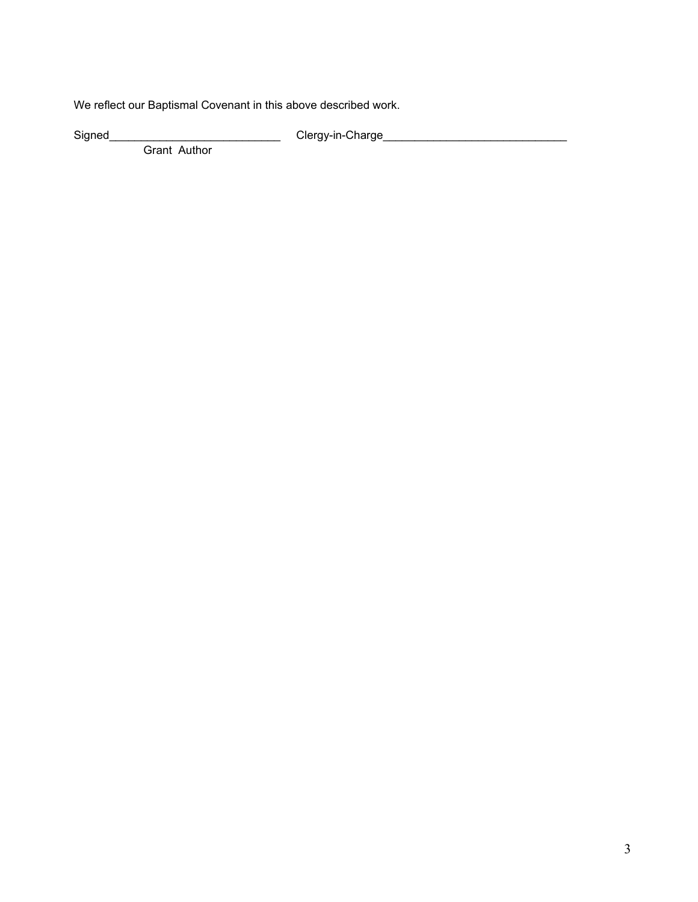We reflect our Baptismal Covenant in this above described work.

Signed___________________________ Clergy-in-Charge_____________________________

Grant Author